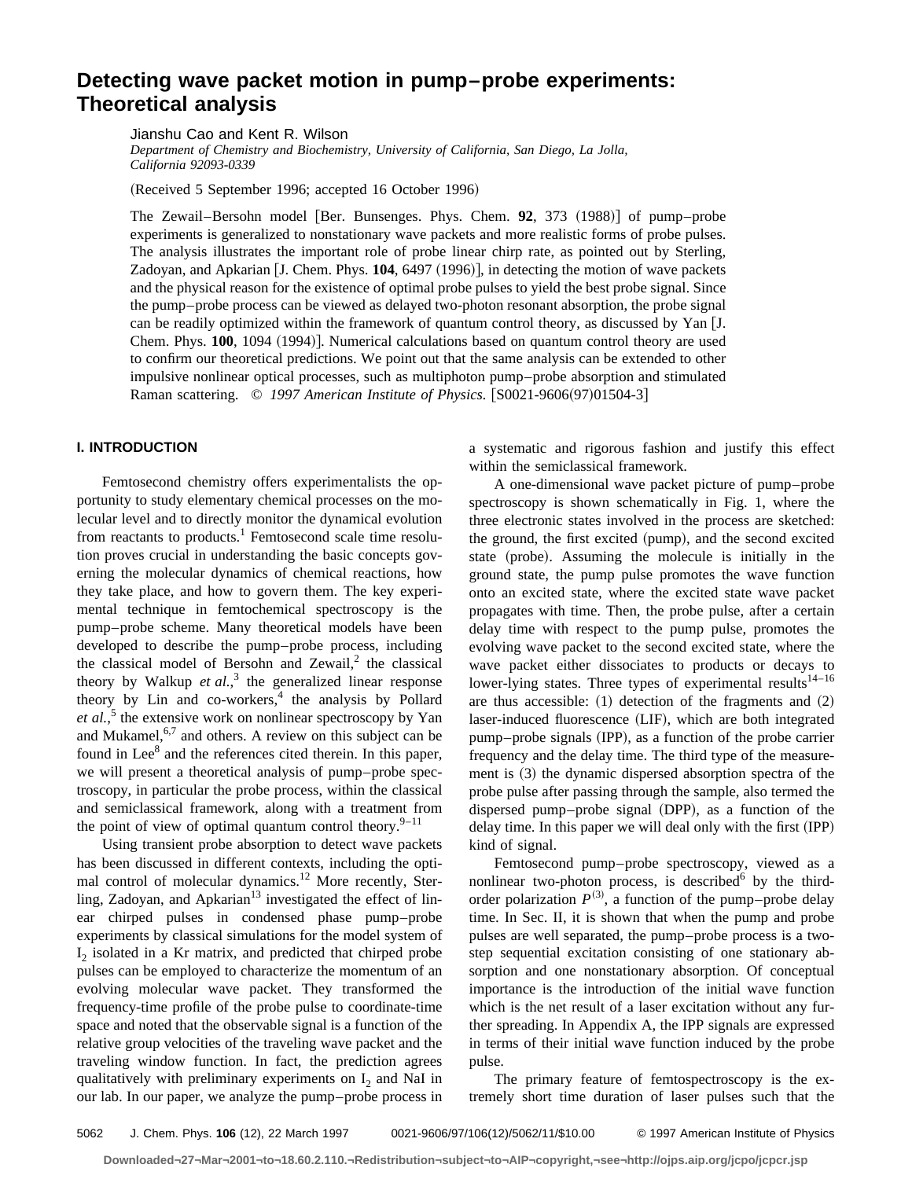# Detecting wave packet motion in pump–probe experiments: Theoretical analysis

Jianshu Cao and Kent R. Wilson

*Department of Chemistry and Biochemistry, University of California, San Diego, La Jolla, California 92093-0339*

(Received 5 September 1996; accepted 16 October 1996)

The Zewail–Bersohn model [Ber. Bunsenges. Phys. Chem. **92**, 373 (1988)] of pump–probe experiments is generalized to nonstationary wave packets and more realistic forms of probe pulses. The analysis illustrates the important role of probe linear chirp rate, as pointed out by Sterling, Zadoyan, and Apkarian [J. Chem. Phys. **104**, 6497 (1996)], in detecting the motion of wave packets and the physical reason for the existence of optimal probe pulses to yield the best probe signal. Since the pump–probe process can be viewed as delayed two-photon resonant absorption, the probe signal can be readily optimized within the framework of quantum control theory, as discussed by Yan [J. Chem. Phys. **100**, 1094 (1994)]. Numerical calculations based on quantum control theory are used to confirm our theoretical predictions. We point out that the same analysis can be extended to other impulsive nonlinear optical processes, such as multiphoton pump–probe absorption and stimulated Raman scattering. © *1997 American Institute of Physics.* [S0021-9606(97)01504-3]

## I. INTRODUCTION

Femtosecond chemistry offers experimentalists the opportunity to study elementary chemical processes on the molecular level and to directly monitor the dynamical evolution from reactants to products.[1] Femtosecond scale time resolution proves crucial in understanding the basic concepts governing the molecular dynamics of chemical reactions, how they take place, and how to govern them. The key experimental technique in femtochemical spectroscopy is the pump–probe scheme. Many theoretical models have been developed to describe the pump–probe process, including the classical model of Bersohn and Zewail,[2] the classical theory by Walkup *et al.*,[3] the generalized linear response theory by Lin and co-workers,[4] the analysis by Pollard *et al.*,[5] the extensive work on nonlinear spectroscopy by Yan and Mukamel,[6,7] and others. A review on this subject can be found in Lee[8] and the references cited therein. In this paper, we will present a theoretical analysis of pump–probe spectroscopy, in particular the probe process, within the classical and semiclassical framework, along with a treatment from the point of view of optimal quantum control theory.[9–11]

Using transient probe absorption to detect wave packets has been discussed in different contexts, including the optimal control of molecular dynamics.[12] More recently, Sterling, Zadoyan, and Apkarian[13] investigated the effect of linear chirped pulses in condensed phase pump–probe experiments by classical simulations for the model system of $I_2$ isolated in a Kr matrix, and predicted that chirped probe pulses can be employed to characterize the momentum of an evolving molecular wave packet. They transformed the frequency-time profile of the probe pulse to coordinate-time space and noted that the observable signal is a function of the relative group velocities of the traveling wave packet and the traveling window function. In fact, the prediction agrees qualitatively with preliminary experiments on $I_2$ and NaI in our lab. In our paper, we analyze the pump–probe process in a systematic and rigorous fashion and justify this effect within the semiclassical framework.

A one-dimensional wave packet picture of pump–probe spectroscopy is shown schematically in Fig. 1, where the three electronic states involved in the process are sketched: the ground, the first excited (pump), and the second excited state (probe). Assuming the molecule is initially in the ground state, the pump pulse promotes the wave function onto an excited state, where the excited state wave packet propagates with time. Then, the probe pulse, after a certain delay time with respect to the pump pulse, promotes the evolving wave packet to the second excited state, where the wave packet either dissociates to products or decays to lower-lying states. Three types of experimental results[14–16] are thus accessible: (1) detection of the fragments and (2) laser-induced fluorescence (LIF), which are both integrated pump–probe signals (IPP), as a function of the probe carrier frequency and the delay time. The third type of the measurement is (3) the dynamic dispersed absorption spectra of the probe pulse after passing through the sample, also termed the dispersed pump–probe signal (DPP), as a function of the delay time. In this paper we will deal only with the first (IPP) kind of signal.

Femtosecond pump–probe spectroscopy, viewed as a nonlinear two-photon process, is described[6] by the third-order polarization $P^{(3)}$, a function of the pump–probe delay time. In Sec. II, it is shown that when the pump and probe pulses are well separated, the pump–probe process is a two-step sequential excitation consisting of one stationary absorption and one nonstationary absorption. Of conceptual importance is the introduction of the initial wave function which is the net result of a laser excitation without any further spreading. In Appendix A, the IPP signals are expressed in terms of their initial wave function induced by the probe pulse.

The primary feature of femtospectroscopy is the extremely short time duration of laser pulses such that the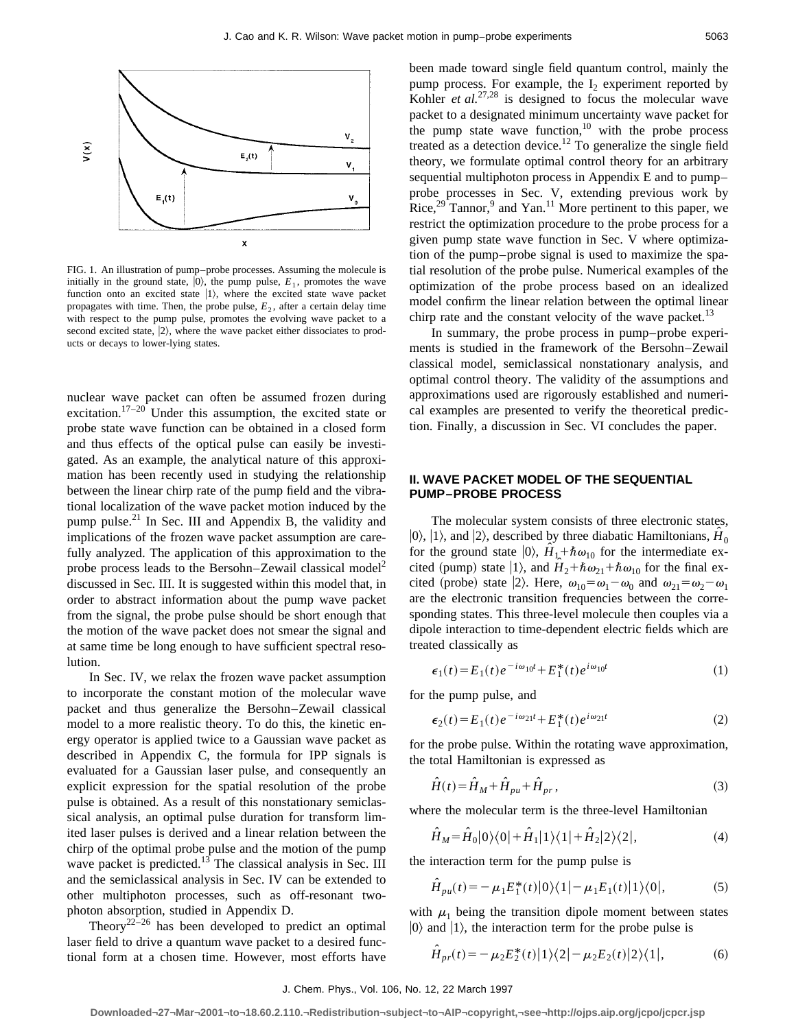FIG. 1. An illustration of pump–probe processes. Assuming the molecule is initially in the ground state, $|0\rangle$, the pump pulse, $E_1$, promotes the wave function onto an excited state $|1\rangle$, where the excited state wave packet propagates with time. Then, the probe pulse, $E_2$, after a certain delay time with respect to the pump pulse, promotes the evolving wave packet to a second excited state, $|2\rangle$, where the wave packet either dissociates to products or decays to lower-lying states.

nuclear wave packet can often be assumed frozen during excitation.[17–20] Under this assumption, the excited state or probe state wave function can be obtained in a closed form and thus effects of the optical pulse can easily be investigated. As an example, the analytical nature of this approximation has been recently used in studying the relationship between the linear chirp rate of the pump field and the vibrational localization of the wave packet motion induced by the pump pulse.[21] In Sec. III and Appendix B, the validity and implications of the frozen wave packet assumption are carefully analyzed. The application of this approximation to the probe process leads to the Bersohn–Zewail classical model[2] discussed in Sec. III. It is suggested within this model that, in order to abstract information about the pump wave packet from the signal, the probe pulse should be short enough that the motion of the wave packet does not smear the signal and at same time be long enough to have sufficient spectral resolution.

In Sec. IV, we relax the frozen wave packet assumption to incorporate the constant motion of the molecular wave packet and thus generalize the Bersohn–Zewail classical model to a more realistic theory. To do this, the kinetic energy operator is applied twice to a Gaussian wave packet as described in Appendix C, the formula for IPP signals is evaluated for a Gaussian laser pulse, and consequently an explicit expression for the spatial resolution of the probe pulse is obtained. As a result of this nonstationary semiclassical analysis, an optimal pulse duration for transform limited laser pulses is derived and a linear relation between the chirp of the optimal probe pulse and the motion of the pump wave packet is predicted.[13] The classical analysis in Sec. III and the semiclassical analysis in Sec. IV can be extended to other multiphoton processes, such as off-resonant two-photon absorption, studied in Appendix D.

Theory[22–26] has been developed to predict an optimal laser field to drive a quantum wave packet to a desired functional form at a chosen time. However, most efforts have been made toward single field quantum control, mainly the pump process. For example, the $I_2$ experiment reported by Kohler *et al.*[27,28] is designed to focus the molecular wave packet to a designated minimum uncertainty wave packet for the pump state wave function,[10] with the probe process treated as a detection device.[12] To generalize the single field theory, we formulate optimal control theory for an arbitrary sequential multiphoton process in Appendix E and to pump–probe processes in Sec. V, extending previous work by Rice,[29] Tannor,[9] and Yan.[11] More pertinent to this paper, we restrict the optimization procedure to the probe process for a given pump state wave function in Sec. V where optimization of the pump–probe signal is used to maximize the spatial resolution of the probe pulse. Numerical examples of the optimization of the probe process based on an idealized model confirm the linear relation between the optimal linear chirp rate and the constant velocity of the wave packet.[13]

In summary, the probe process in pump–probe experiments is studied in the framework of the Bersohn–Zewail classical model, semiclassical nonstationary analysis, and optimal control theory. The validity of the assumptions and approximations used are rigorously established and numerical examples are presented to verify the theoretical prediction. Finally, a discussion in Sec. VI concludes the paper.

## II. WAVE PACKET MODEL OF THE SEQUENTIAL PUMP–PROBE PROCESS

The molecular system consists of three electronic states, $|0\rangle$, $|1\rangle$, and $|2\rangle$, described by three diabatic Hamiltonians, $\hat{H}_0$ for the ground state $|0\rangle$, $\hat{H}_1+\hbar\omega_{10}$ for the intermediate excited (pump) state $|1\rangle$, and $\hat{H}_2+\hbar\omega_{21}+\hbar\omega_{10}$ for the final excited (probe) state $|2\rangle$. Here, $\omega_{10}=\omega_1-\omega_0$ and $\omega_{21}=\omega_2-\omega_1$ are the electronic transition frequencies between the corresponding states. This three-level molecule then couples via a dipole interaction to time-dependent electric fields which are treated classically as

$$\epsilon_1(t)=E_1(t)e^{-i\omega_{10}t}+E_1^*(t)e^{i\omega_{10}t} \tag{1}$$

for the pump pulse, and

$$\epsilon_2(t)=E_1(t)e^{-i\omega_{21}t}+E_1^*(t)e^{i\omega_{21}t} \tag{2}$$

for the probe pulse. Within the rotating wave approximation, the total Hamiltonian is expressed as

$$\hat{H}(t)=\hat{H}_M+\hat{H}_{pu}+\hat{H}_{pr}, \tag{3}$$

where the molecular term is the three-level Hamiltonian

$$\hat{H}_M=\hat{H}_0|0\rangle\langle 0|+\hat{H}_1|1\rangle\langle 1|+\hat{H}_2|2\rangle\langle 2|, \tag{4}$$

the interaction term for the pump pulse is

$$\hat{H}_{pu}(t)=-\mu_1E_1^*(t)|0\rangle\langle 1|-\mu_1E_1(t)|1\rangle\langle 0|, \tag{5}$$

with $\mu_1$ being the transition dipole moment between states $|0\rangle$ and $|1\rangle$, the interaction term for the probe pulse is

$$\hat{H}_{pr}(t)=-\mu_2E_2^*(t)|1\rangle\langle 2|-\mu_2E_2(t)|2\rangle\langle 1|, \tag{6}$$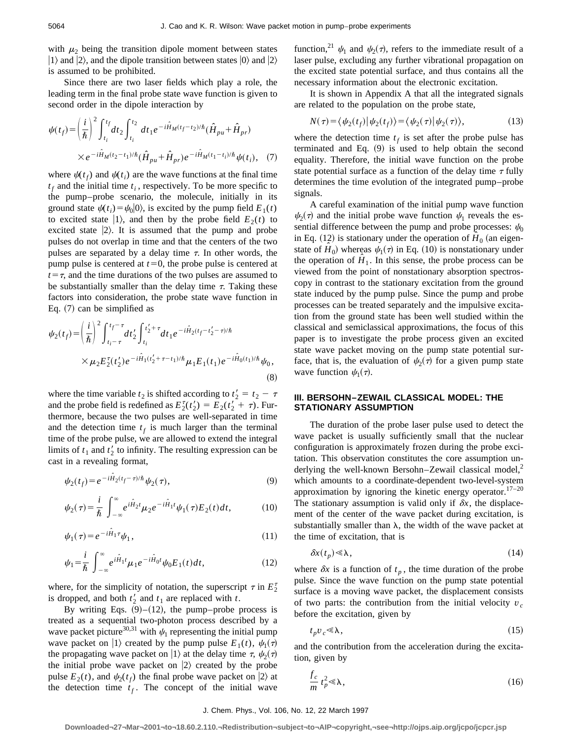with $\mu_2$ being the transition dipole moment between states $|1\rangle$ and $|2\rangle$, and the dipole transition between states $|0\rangle$ and $|2\rangle$ is assumed to be prohibited.

Since there are two laser fields which play a role, the leading term in the final probe state wave function is given to second order in the dipole interaction by

$$\psi(t_f)=\left(\frac{i}{\hbar}\right)^2\int_{t_i}^{t_f}dt_2\int_{t_i}^{t_2}dt_1 e^{-i\hat{H}_M(t_f-t_2)/\hbar}(\hat{H}_{pu}+\hat{H}_{pr})\times e^{-i\hat{H}_M(t_2-t_1)/\hbar}(\hat{H}_{pu}+\hat{H}_{pr})e^{-i\hat{H}_M(t_1-t_i)/\hbar}\psi(t_i), \quad (7)$$

where $\psi(t_f)$ and $\psi(t_i)$ are the wave functions at the final time $t_f$ and the initial time $t_i$, respectively. To be more specific to the pump–probe scenario, the molecule, initially in its ground state $\psi(t_i)=\psi_0|0\rangle$, is excited by the pump field $E_1(t)$ to excited state $|1\rangle$, and then by the probe field $E_2(t)$ to excited state $|2\rangle$. It is assumed that the pump and probe pulses do not overlap in time and that the centers of the two pulses are separated by a delay time $\tau$. In other words, the pump pulse is centered at $t=0$, the probe pulse is centered at $t=\tau$, and the time durations of the two pulses are assumed to be substantially smaller than the delay time $\tau$. Taking these factors into consideration, the probe state wave function in Eq. (7) can be simplified as

$$\psi_2(t_f)=\left(\frac{i}{\hbar}\right)^2\int_{t_i-\tau}^{t_f-\tau}dt_2'\int_{t_i}^{t_2'+\tau}dt_1 e^{-i\hat{H}_2(t_f-t_2'-\tau)/\hbar}\times\mu_2 E_2^{\tau}(t_2')e^{-i\hat{H}_1(t_2'+\tau-t_1)/\hbar}\mu_1 E_1(t_1)e^{-i\hat{H}_0(t_1)/\hbar}\psi_0, \quad (8)$$

where the time variable $t_2$ is shifted according to $t_2'=t_2-\tau$ and the probe field is redefined as $E_2^{\tau}(t_2')=E_2(t_2'+\tau)$. Furthermore, because the two pulses are well-separated in time and the detection time $t_f$ is much larger than the terminal time of the probe pulse, we are allowed to extend the integral limits of $t_1$ and $t_2'$ to infinity. The resulting expression can be cast in a revealing format,

$$\psi_2(t_f)=e^{-i\hat{H}_2(t_f-\tau)/\hbar}\psi_2(\tau), \quad (9)$$

$$\psi_2(\tau)=\frac{i}{\hbar}\int_{-\infty}^{\infty}e^{i\hat{H}_2t}\mu_2 e^{-i\hat{H}_1t}\psi_1(\tau)E_2(t)dt, \quad (10)$$

$$\psi_1(\tau)=e^{-i\hat{H}_1\tau}\psi_1, \quad (11)$$

$$\psi_1=\frac{i}{\hbar}\int_{-\infty}^{\infty}e^{i\hat{H}_1t}\mu_1 e^{-i\hat{H}_0t}\psi_0E_1(t)dt, \quad (12)$$

where, for the simplicity of notation, the superscript $\tau$ in $E_2^{\tau}$ is dropped, and both $t_2'$ and $t_1$ are replaced with $t$.

By writing Eqs. (9)–(12), the pump–probe process is treated as a sequential two-photon process described by a wave packet picture[30,31] with $\psi_1$ representing the initial pump wave packet on $|1\rangle$ created by the pump pulse $E_1(t)$, $\psi_1(\tau)$ the propagating wave packet on $|1\rangle$ at the delay time $\tau$, $\psi_2(\tau)$ the initial probe wave packet on $|2\rangle$ created by the probe pulse $E_2(t)$, and $\psi_2(t_f)$ the final probe wave packet on $|2\rangle$ at the detection time $t_f$. The concept of the initial wave function,[21] $\psi_1$ and $\psi_2(\tau)$, refers to the immediate result of a laser pulse, excluding any further vibrational propagation on the excited state potential surface, and thus contains all the necessary information about the electronic excitation.

It is shown in Appendix A that all the integrated signals are related to the population on the probe state,

$$N(\tau)=\langle\psi_2(t_f)|\psi_2(t_f)\rangle=\langle\psi_2(\tau)|\psi_2(\tau)\rangle, \quad (13)$$

where the detection time $t_f$ is set after the probe pulse has terminated and Eq. (9) is used to help obtain the second equality. Therefore, the initial wave function on the probe state potential surface as a function of the delay time $\tau$ fully determines the time evolution of the integrated pump–probe signals.

A careful examination of the initial pump wave function $\psi_2(\tau)$ and the initial probe wave function $\psi_1$ reveals the essential difference between the pump and probe processes: $\psi_0$ in Eq. (12) is stationary under the operation of $\hat{H}_0$ (an eigenstate of $\hat{H}_0$) whereas $\psi_1(\tau)$ in Eq. (10) is nonstationary under the operation of $\hat{H}_1$. In this sense, the probe process can be viewed from the point of nonstationary absorption spectroscopy in contrast to the stationary excitation from the ground state induced by the pump pulse. Since the pump and probe processes can be treated separately and the impulsive excitation from the ground state has been well studied within the classical and semiclassical approximations, the focus of this paper is to investigate the probe process given an excited state wave packet moving on the pump state potential surface, that is, the evaluation of $\psi_2(\tau)$ for a given pump state wave function $\psi_1(\tau)$.

## III. BERSOHN–ZEWAIL CLASSICAL MODEL: THE STATIONARY ASSUMPTION

The duration of the probe laser pulse used to detect the wave packet is usually sufficiently small that the nuclear configuration is approximately frozen during the probe excitation. This observation constitutes the core assumption underlying the well-known Bersohn–Zewail classical model,[2] which amounts to a coordinate-dependent two-level-system approximation by ignoring the kinetic energy operator.[17–20] The stationary assumption is valid only if $\delta x$, the displacement of the center of the wave packet during excitation, is substantially smaller than $\lambda$, the width of the wave packet at the time of excitation, that is

$$\delta x(t_p)\ll\lambda, \quad (14)$$

where $\delta x$ is a function of $t_p$, the time duration of the probe pulse. Since the wave function on the pump state potential surface is a moving wave packet, the displacement consists of two parts: the contribution from the initial velocity $v_c$ before the excitation, given by

$$t_pv_c\ll\lambda, \quad (15)$$

and the contribution from the acceleration during the excitation, given by

$$\frac{f_c}{m}t_p^2\ll\lambda, \quad (16)$$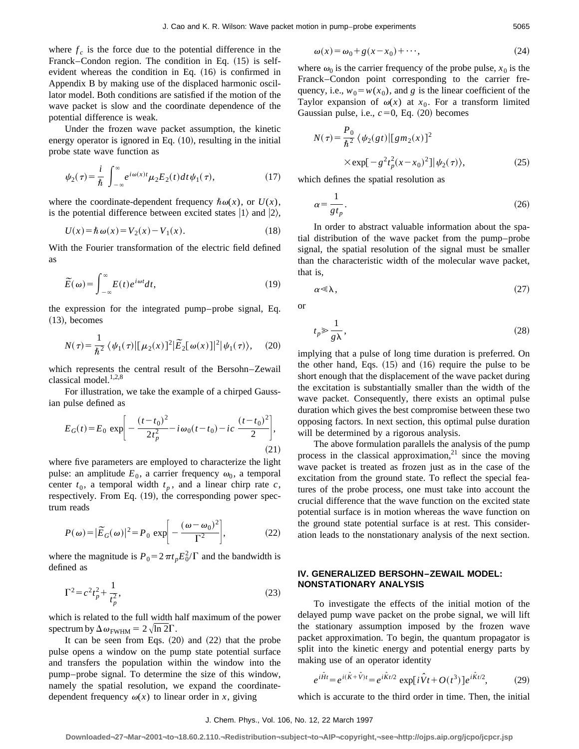where $f_c$ is the force due to the potential difference in the Franck–Condon region. The condition in Eq. (15) is self-evident whereas the condition in Eq. (16) is confirmed in Appendix B by making use of the displaced harmonic oscillator model. Both conditions are satisfied if the motion of the wave packet is slow and the coordinate dependence of the potential difference is weak.

Under the frozen wave packet assumption, the kinetic energy operator is ignored in Eq. (10), resulting in the initial probe state wave function as

$$\psi_2(\tau)=\frac{i}{\hbar}\int_{-\infty}^{\infty}e^{i\omega(x)t}\mu_2 E_2(t)\,dt\,\psi_1(\tau), \tag{17}$$

where the coordinate-dependent frequency $\hbar\omega(x)$, or $U(x)$, is the potential difference between excited states $|1\rangle$ and $|2\rangle$,

$$U(x)=\hbar\omega(x)=V_2(x)-V_1(x). \tag{18}$$

With the Fourier transformation of the electric field defined as

$$\tilde{E}(\omega)=\int_{-\infty}^{\infty}E(t)e^{i\omega t}dt, \tag{19}$$

the expression for the integrated pump–probe signal, Eq. (13), becomes

$$N(\tau)=\frac{1}{\hbar^2}\langle\psi_1(\tau)|[\mu_2(x)]^2|\tilde{E}_2[\omega(x)]|^2|\psi_1(\tau)\rangle, \tag{20}$$

which represents the central result of the Bersohn–Zewail classical model.[1,2,8]

For illustration, we take the example of a chirped Gaussian pulse defined as

$$E_G(t)=E_0\exp\left[-\frac{(t-t_0)^2}{2t_p^2}-i\omega_0(t-t_0)-ic\,\frac{(t-t_0)^2}{2}\right], \tag{21}$$

where five parameters are employed to characterize the light pulse: an amplitude $E_0$, a carrier frequency $\omega_0$, a temporal center $t_0$, a temporal width $t_p$, and a linear chirp rate $c$, respectively. From Eq. (19), the corresponding power spectrum reads

$$P(\omega)=|\tilde{E}_G(\omega)|^2=P_0\exp\left[-\frac{(\omega-\omega_0)^2}{\Gamma^2}\right], \tag{22}$$

where the magnitude is $P_0=2\pi t_p E_0^2/\Gamma$ and the bandwidth is defined as

$$\Gamma^2=c^2t_p^2+\frac{1}{t_p^2}, \tag{23}$$

which is related to the full width half maximum of the power spectrum by $\Delta\omega_{\text{FWHM}}=2\sqrt{\ln 2}\,\Gamma$.

It can be seen from Eqs. (20) and (22) that the probe pulse opens a window on the pump state potential surface and transfers the population within the window into the pump–probe signal. To determine the size of this window, namely the spatial resolution, we expand the coordinate-dependent frequency $\omega(x)$ to linear order in $x$, giving

$$\omega(x)=\omega_0+g(x-x_0)+\cdots, \tag{24}$$

where $\omega_0$ is the carrier frequency of the probe pulse, $x_0$ is the Franck–Condon point corresponding to the carrier frequency, i.e., $w_0=w(x_0)$, and $g$ is the linear coefficient of the Taylor expansion of $\omega(x)$ at $x_0$. For a transform limited Gaussian pulse, i.e., $c=0$, Eq. (20) becomes

$$N(\tau)=\frac{P_0}{\hbar^2}\langle\psi_2(gt)|[gm_2(x)]^2\times\exp[-g^2t_p^2(x-x_0)^2]|\psi_2(\tau)\rangle, \tag{25}$$

which defines the spatial resolution as

$$\alpha=\frac{1}{gt_p}. \tag{26}$$

In order to abstract valuable information about the spatial distribution of the wave packet from the pump–probe signal, the spatial resolution of the signal must be smaller than the characteristic width of the molecular wave packet, that is,

$$\alpha\ll\lambda, \tag{27}$$

or

$$t_p\gg\frac{1}{g\lambda}, \tag{28}$$

implying that a pulse of long time duration is preferred. On the other hand, Eqs. (15) and (16) require the pulse to be short enough that the displacement of the wave packet during the excitation is substantially smaller than the width of the wave packet. Consequently, there exists an optimal pulse duration which gives the best compromise between these two opposing factors. In next section, this optimal pulse duration will be determined by a rigorous analysis.

The above formulation parallels the analysis of the pump process in the classical approximation,[21] since the moving wave packet is treated as frozen just as in the case of the excitation from the ground state. To reflect the special features of the probe process, one must take into account the crucial difference that the wave function on the excited state potential surface is in motion whereas the wave function on the ground state potential surface is at rest. This consideration leads to the nonstationary analysis of the next section.

## IV. GENERALIZED BERSOHN–ZEWAIL MODEL: NONSTATIONARY ANALYSIS

To investigate the effects of the initial motion of the delayed pump wave packet on the probe signal, we will lift the stationary assumption imposed by the frozen wave packet approximation. To begin, the quantum propagator is split into the kinetic energy and potential energy parts by making use of an operator identity

$$e^{i\hat{H}t}=e^{i(\hat{K}+\hat{V})t}=e^{i\hat{K}t/2}\exp[i\hat{V}t+O(t^3)]e^{i\hat{K}t/2}, \tag{29}$$

which is accurate to the third order in time. Then, the initial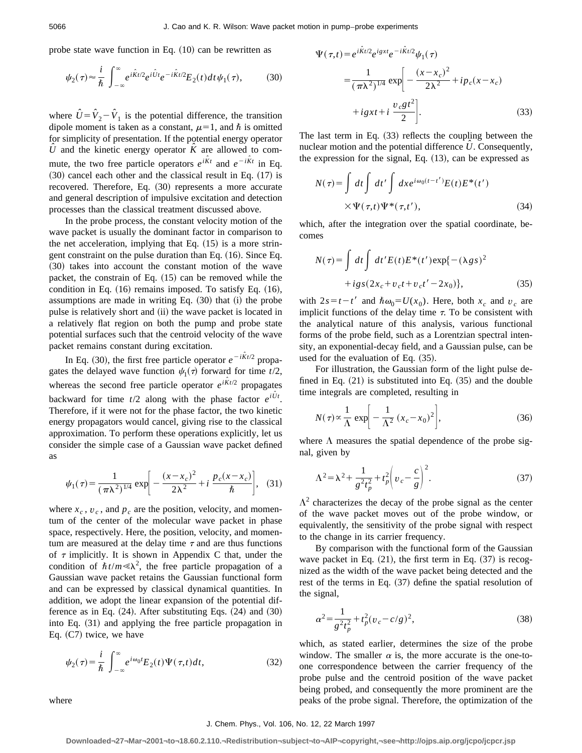probe state wave function in Eq. (10) can be rewritten as

$$\psi_2(\tau) \approx \frac{i}{\hbar} \int_{-\infty}^{\infty} e^{i\hat{K}t/2} e^{i\hat{U}t} e^{-i\hat{K}t/2} E_2(t) dt \psi_1(\tau), \tag{30}$$

where $\hat{U} = \hat{V}_2 - \hat{V}_1$ is the potential difference, the transition dipole moment is taken as a constant, $\mu = 1$, and $\hbar$ is omitted for simplicity of presentation. If the potential energy operator $\hat{U}$ and the kinetic energy operator $\hat{K}$ are allowed to commute, the two free particle operators $e^{i\hat{K}t}$ and $e^{-i\hat{K}t}$ in Eq. (30) cancel each other and the classical result in Eq. (17) is recovered. Therefore, Eq. (30) represents a more accurate and general description of impulsive excitation and detection processes than the classical treatment discussed above.

In the probe process, the constant velocity motion of the wave packet is usually the dominant factor in comparison to the net acceleration, implying that Eq. (15) is a more stringent constraint on the pulse duration than Eq. (16). Since Eq. (30) takes into account the constant motion of the wave packet, the constrain of Eq. (15) can be removed while the condition in Eq. (16) remains imposed. To satisfy Eq. (16), assumptions are made in writing Eq. (30) that (i) the probe pulse is relatively short and (ii) the wave packet is located in a relatively flat region on both the pump and probe state potential surfaces such that the centroid velocity of the wave packet remains constant during excitation.

In Eq. (30), the first free particle operator $e^{-i\hat{K}t/2}$ propagates the delayed wave function $\psi_1(\tau)$ forward for time $t/2$, whereas the second free particle operator $e^{i\hat{K}t/2}$ propagates backward for time $t/2$ along with the phase factor $e^{i\hat{U}t}$. Therefore, if it were not for the phase factor, the two kinetic energy propagators would cancel, giving rise to the classical approximation. To perform these operations explicitly, let us consider the simple case of a Gaussian wave packet defined as

$$\psi_1(\tau) = \frac{1}{(\pi\lambda^2)^{1/4}} \exp\left[ -\frac{(x-x_c)^2}{2\lambda^2} + i\,\frac{p_c(x-x_c)}{\hbar} \right], \tag{31}$$

where $x_c$, $v_c$, and $p_c$ are the position, velocity, and momentum of the center of the molecular wave packet in phase space, respectively. Here, the position, velocity, and momentum are measured at the delay time $\tau$ and are thus functions of $\tau$ implicitly. It is shown in Appendix C that, under the condition of $\hbar t/m \ll \lambda^2$, the free particle propagation of a Gaussian wave packet retains the Gaussian functional form and can be expressed by classical dynamical quantities. In addition, we adopt the linear expansion of the potential difference as in Eq. (24). After substituting Eqs. (24) and (30) into Eq. (31) and applying the free particle propagation in Eq. (C7) twice, we have

$$\psi_2(\tau) = \frac{i}{\hbar} \int_{-\infty}^{\infty} e^{i\omega_0 t} E_2(t) \Psi(\tau,t) dt, \tag{32}$$

where

$$\begin{aligned}\Psi(\tau,t) &= e^{i\hat{K}t/2} e^{igxt} e^{-i\hat{K}t/2} \psi_1(\tau) \\ &= \frac{1}{(\pi\lambda^2)^{1/4}} \exp\left[ -\frac{(x-x_c)^2}{2\lambda^2} + ip_c(x-x_c) \right. \\ &\quad \left. + igxt + i\,\frac{v_c g t^2}{2} \right].\end{aligned} \tag{33}$$

The last term in Eq. (33) reflects the coupling between the nuclear motion and the potential difference $\hat{U}$. Consequently, the expression for the signal, Eq. (13), can be expressed as

$$N(\tau) = \int dt \int dt' \int dx e^{i\omega_0(t-t')} E(t) E^*(t') \times \Psi(\tau,t)\Psi^*(\tau,t'), \tag{34}$$

which, after the integration over the spatial coordinate, becomes

$$N(\tau) = \int dt \int dt' E(t) E^*(t') \exp\{ -(\lambda g s)^2 + igs(2x_c + v_c t + v_c t' - 2x_0) \}, \tag{35}$$

with $2s = t - t'$ and $\hbar\omega_0 = U(x_0)$. Here, both $x_c$ and $v_c$ are implicit functions of the delay time $\tau$. To be consistent with the analytical nature of this analysis, various functional forms of the probe field, such as a Lorentzian spectral intensity, an exponential-decay field, and a Gaussian pulse, can be used for the evaluation of Eq. (35).

For illustration, the Gaussian form of the light pulse defined in Eq. (21) is substituted into Eq. (35) and the double time integrals are completed, resulting in

$$N(\tau) \propto \frac{1}{\Lambda} \exp\left[ -\frac{1}{\Lambda^2} (x_c - x_0)^2 \right], \tag{36}$$

where $\Lambda$ measures the spatial dependence of the probe signal, given by

$$\Lambda^2 = \lambda^2 + \frac{1}{g^2 t_p^2} + t_p^2 \left( v_c - \frac{c}{g} \right)^2. \tag{37}$$

$\Lambda^2$ characterizes the decay of the probe signal as the center of the wave packet moves out of the probe window, or equivalently, the sensitivity of the probe signal with respect to the change in its carrier frequency.

By comparison with the functional form of the Gaussian wave packet in Eq. (21), the first term in Eq. (37) is recognized as the width of the wave packet being detected and the rest of the terms in Eq. (37) define the spatial resolution of the signal,

$$\alpha^2 = \frac{1}{g^2 t_p^2} + t_p^2 (v_c - c/g)^2, \tag{38}$$

which, as stated earlier, determines the size of the probe window. The smaller $\alpha$ is, the more accurate is the one-to-one correspondence between the carrier frequency of the probe pulse and the centroid position of the wave packet being probed, and consequently the more prominent are the peaks of the probe signal. Therefore, the optimization of the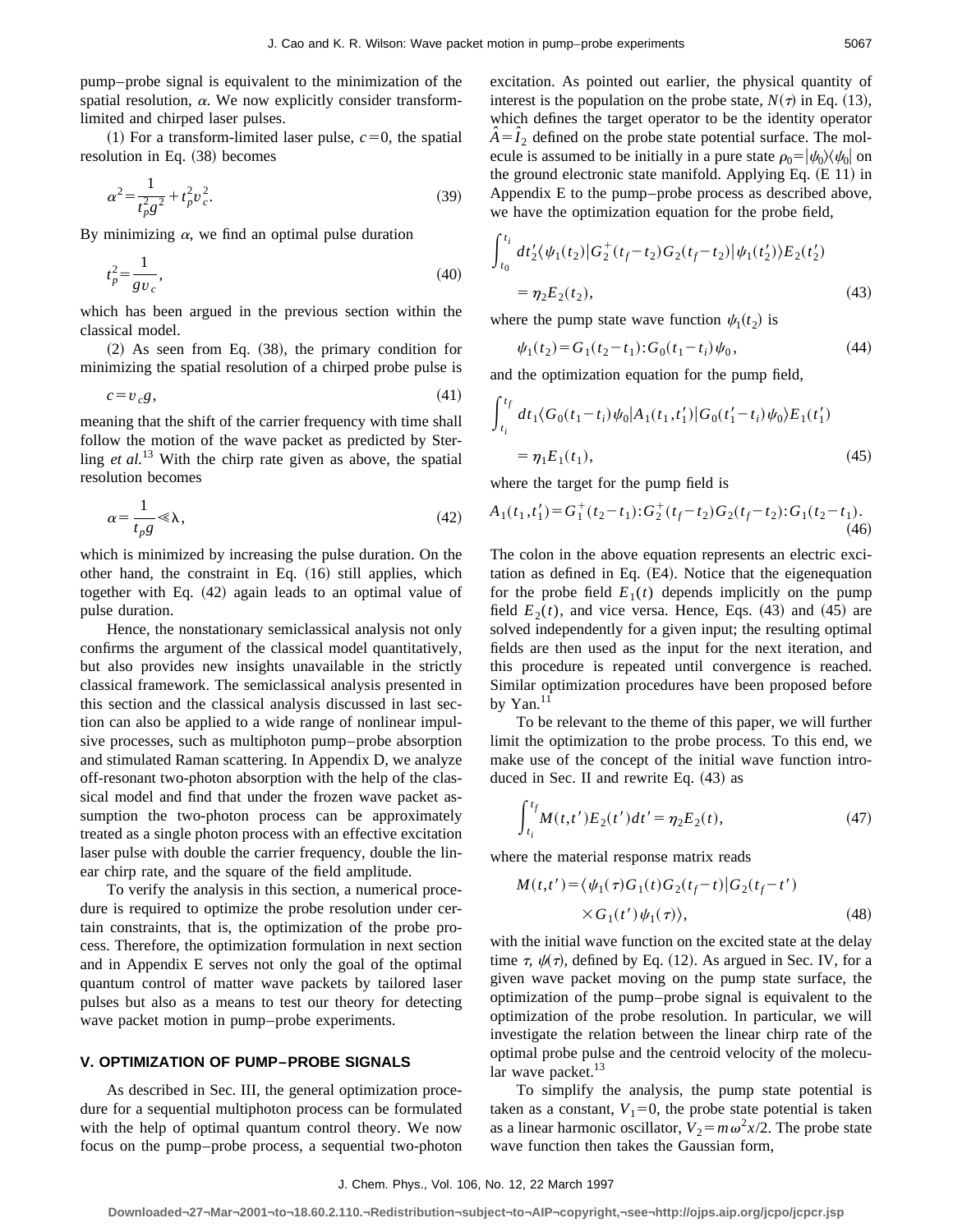pump–probe signal is equivalent to the minimization of the spatial resolution, $\alpha$. We now explicitly consider transform-limited and chirped laser pulses.

(1) For a transform-limited laser pulse, $c=0$, the spatial resolution in Eq. (38) becomes

$$\alpha^2 = \frac{1}{t_p^2 g^2} + t_p^2 v_c^2. \tag{39}$$

By minimizing $\alpha$, we find an optimal pulse duration

$$t_p^2 = \frac{1}{g v_c}, \tag{40}$$

which has been argued in the previous section within the classical model.

(2) As seen from Eq. (38), the primary condition for minimizing the spatial resolution of a chirped probe pulse is

$$c = v_c g, \tag{41}$$

meaning that the shift of the carrier frequency with time shall follow the motion of the wave packet as predicted by Sterling *et al.*[13] With the chirp rate given as above, the spatial resolution becomes

$$\alpha = \frac{1}{t_p g} \ll \lambda, \tag{42}$$

which is minimized by increasing the pulse duration. On the other hand, the constraint in Eq. (16) still applies, which together with Eq. (42) again leads to an optimal value of pulse duration.

Hence, the nonstationary semiclassical analysis not only confirms the argument of the classical model quantitatively, but also provides new insights unavailable in the strictly classical framework. The semiclassical analysis presented in this section and the classical analysis discussed in last section can also be applied to a wide range of nonlinear impulsive processes, such as multiphoton pump–probe absorption and stimulated Raman scattering. In Appendix D, we analyze off-resonant two-photon absorption with the help of the classical model and find that under the frozen wave packet assumption the two-photon process can be approximately treated as a single photon process with an effective excitation laser pulse with double the carrier frequency, double the linear chirp rate, and the square of the field amplitude.

To verify the analysis in this section, a numerical procedure is required to optimize the probe resolution under certain constraints, that is, the optimization of the probe process. Therefore, the optimization formulation in next section and in Appendix E serves not only the goal of the optimal quantum control of matter wave packets by tailored laser pulses but also as a means to test our theory for detecting wave packet motion in pump–probe experiments.

## V. OPTIMIZATION OF PUMP–PROBE SIGNALS

As described in Sec. III, the general optimization procedure for a sequential multiphoton process can be formulated with the help of optimal quantum control theory. We now focus on the pump–probe process, a sequential two-photon excitation. As pointed out earlier, the physical quantity of interest is the population on the probe state, $N(\tau)$ in Eq. (13), which defines the target operator to be the identity operator $\hat{A} = \hat{I}_2$ defined on the probe state potential surface. The molecule is assumed to be initially in a pure state $\rho_0 = |\psi_0\rangle\langle\psi_0|$ on the ground electronic state manifold. Applying Eq. (E 11) in Appendix E to the pump–probe process as described above, we have the optimization equation for the probe field,

$$\int_{t_0}^{t_i} dt_2' \langle \psi_1(t_2) | G_2^+(t_f - t_2) G_2(t_f - t_2) | \psi_1(t_2') \rangle E_2(t_2') = \eta_2 E_2(t_2), \tag{43}$$

where the pump state wave function $\psi_1(t_2)$ is

$$\psi_1(t_2) = G_1(t_2 - t_1) : G_0(t_1 - t_i) \psi_0, \tag{44}$$

and the optimization equation for the pump field,

$$\int_{t_i}^{t_f} dt_1 \langle G_0(t_1 - t_i)\psi_0 | A_1(t_1, t_1') | G_0(t_1' - t_i)\psi_0 \rangle E_1(t_1') = \eta_1 E_1(t_1), \tag{45}$$

where the target for the pump field is

$$A_1(t_1, t_1') = G_1^+(t_2 - t_1) : G_2^+(t_f - t_2) G_2(t_f - t_2) : G_1(t_2 - t_1). \tag{46}$$

The colon in the above equation represents an electric excitation as defined in Eq. (E4). Notice that the eigenequation for the probe field $E_1(t)$ depends implicitly on the pump field $E_2(t)$, and vice versa. Hence, Eqs. (43) and (45) are solved independently for a given input; the resulting optimal fields are then used as the input for the next iteration, and this procedure is repeated until convergence is reached. Similar optimization procedures have been proposed before by Yan.[11]

To be relevant to the theme of this paper, we will further limit the optimization to the probe process. To this end, we make use of the concept of the initial wave function introduced in Sec. II and rewrite Eq. (43) as

$$\int_{t_i}^{t_f} M(t, t') E_2(t') dt' = \eta_2 E_2(t), \tag{47}$$

where the material response matrix reads

$$M(t, t') = \langle \psi_1(\tau) G_1(t) G_2(t_f - t) | G_2(t_f - t') \times G_1(t') \psi_1(\tau) \rangle, \tag{48}$$

with the initial wave function on the excited state at the delay time $\tau$, $\psi(\tau)$, defined by Eq. (12). As argued in Sec. IV, for a given wave packet moving on the pump state surface, the optimization of the pump–probe signal is equivalent to the optimization of the probe resolution. In particular, we will investigate the relation between the linear chirp rate of the optimal probe pulse and the centroid velocity of the molecular wave packet.[13]

To simplify the analysis, the pump state potential is taken as a constant, $V_1 = 0$, the probe state potential is taken as a linear harmonic oscillator, $V_2 = m\omega^2 x/2$. The probe state wave function then takes the Gaussian form,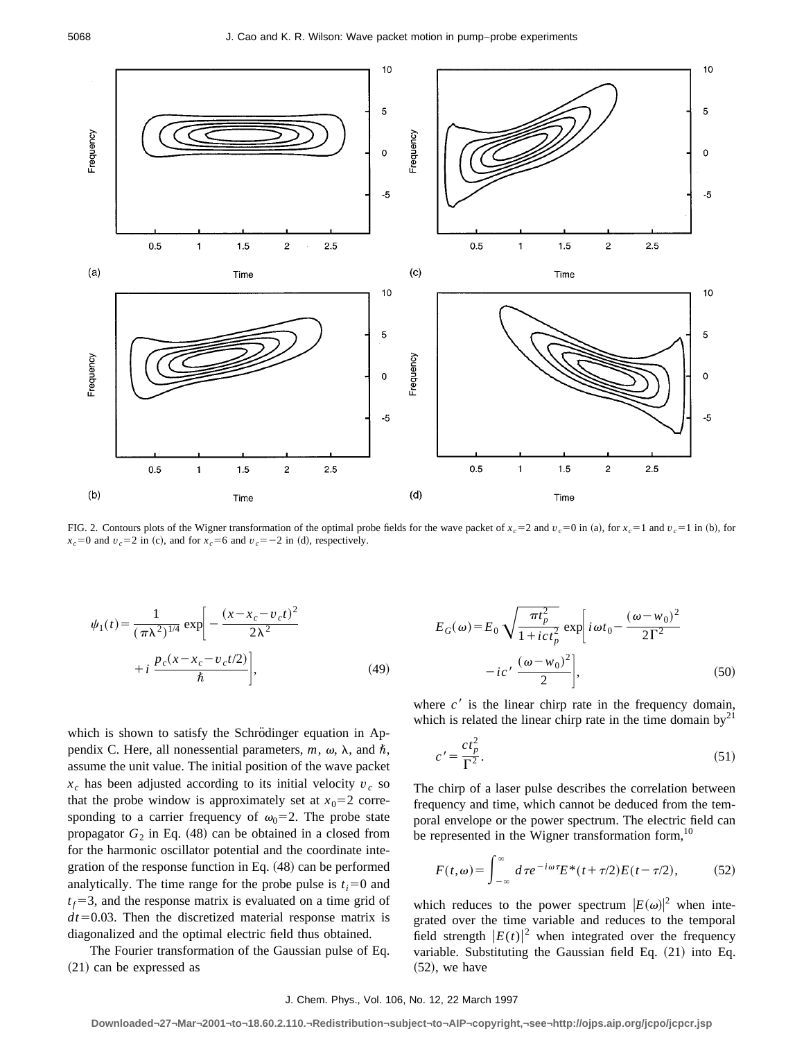FIG. 2. Contours plots of the Wigner transformation of the optimal probe fields for the wave packet of $x_c=2$ and $v_c=0$ in (a), for $x_c=1$ and $v_c=1$ in (b), for $x_c=0$ and $v_c=2$ in (c), and for $x_c=6$ and $v_c=-2$ in (d), respectively.

$$\psi_1(t)=\frac{1}{(\pi\lambda^2)^{1/4}}\exp\left[-\frac{(x-x_c-v_ct)^2}{2\lambda^2}+i\,\frac{p_c(x-x_c-v_ct/2)}{\hbar}\right], \tag{49}$$

which is shown to satisfy the Schrödinger equation in Appendix C. Here, all nonessential parameters, $m$, $\omega$, $\lambda$, and $\hbar$, assume the unit value. The initial position of the wave packet $x_c$ has been adjusted according to its initial velocity $v_c$ so that the probe window is approximately set at $x_0=2$ corresponding to a carrier frequency of $\omega_0=2$. The probe state propagator $G_2$ in Eq. (48) can be obtained in a closed from for the harmonic oscillator potential and the coordinate integration of the response function in Eq. (48) can be performed analytically. The time range for the probe pulse is $t_i=0$ and $t_f=3$, and the response matrix is evaluated on a time grid of $dt=0.03$. Then the discretized material response matrix is diagonalized and the optimal electric field thus obtained.

The Fourier transformation of the Gaussian pulse of Eq. (21) can be expressed as

$$E_G(\omega)=E_0\sqrt{\frac{\pi t_p^2}{1+ict_p^2}}\exp\left[i\omega t_0-\frac{(\omega-w_0)^2}{2\Gamma^2}-ic'\,\frac{(\omega-w_0)^2}{2}\right], \tag{50}$$

where $c'$ is the linear chirp rate in the frequency domain, which is related the linear chirp rate in the time domain by[21]

$$c'=\frac{ct_p^2}{\Gamma^2}. \tag{51}$$

The chirp of a laser pulse describes the correlation between frequency and time, which cannot be deduced from the temporal envelope or the power spectrum. The electric field can be represented in the Wigner transformation form,[10]

$$F(t,\omega)=\int_{-\infty}^{\infty}d\tau e^{-i\omega\tau}E^*(t+\tau/2)E(t-\tau/2), \tag{52}$$

which reduces to the power spectrum $|E(\omega)|^2$ when integrated over the time variable and reduces to the temporal field strength $|E(t)|^2$ when integrated over the frequency variable. Substituting the Gaussian field Eq. (21) into Eq. (52), we have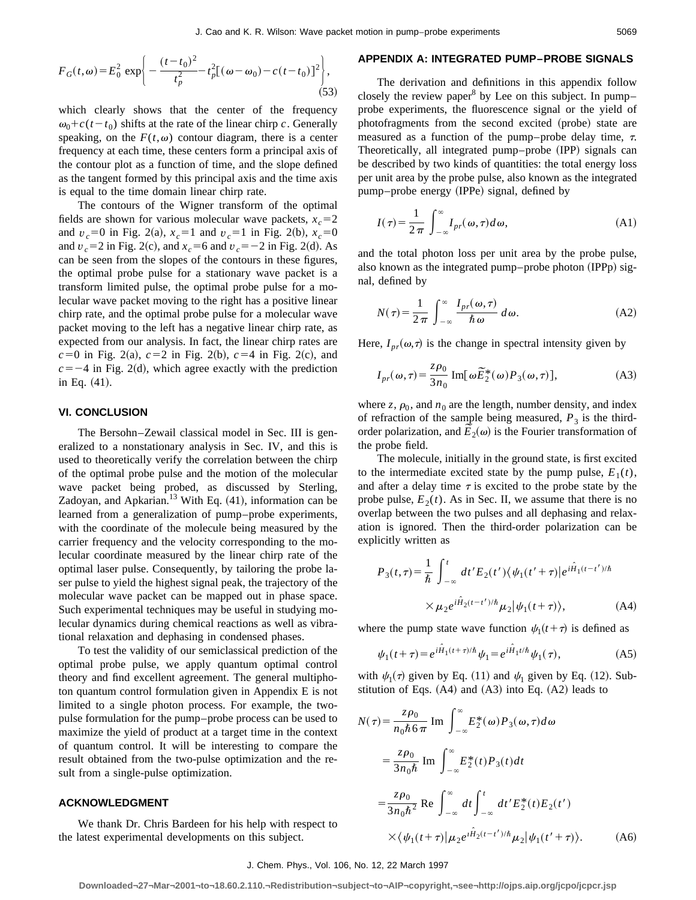$$F_G(t,\omega)=E_0^2 \exp\left\{ -\frac{(t-t_0)^2}{t_p^2} - t_p^2[(\omega-\omega_0)-c(t-t_0)]^2 \right\}, \tag{53}$$

which clearly shows that the center of the frequency $\omega_0+c(t-t_0)$ shifts at the rate of the linear chirp $c$. Generally speaking, on the $F(t,\omega)$ contour diagram, there is a center frequency at each time, these centers form a principal axis of the contour plot as a function of time, and the slope defined as the tangent formed by this principal axis and the time axis is equal to the time domain linear chirp rate.

The contours of the Wigner transform of the optimal fields are shown for various molecular wave packets, $x_c=2$ and $v_c=0$ in Fig. 2(a), $x_c=1$ and $v_c=1$ in Fig. 2(b), $x_c=0$ and $v_c=2$ in Fig. 2(c), and $x_c=6$ and $v_c=-2$ in Fig. 2(d). As can be seen from the slopes of the contours in these figures, the optimal probe pulse for a stationary wave packet is a transform limited pulse, the optimal probe pulse for a molecular wave packet moving to the right has a positive linear chirp rate, and the optimal probe pulse for a molecular wave packet moving to the left has a negative linear chirp rate, as expected from our analysis. In fact, the linear chirp rates are $c=0$ in Fig. 2(a), $c=2$ in Fig. 2(b), $c=4$ in Fig. 2(c), and $c=-4$ in Fig. 2(d), which agree exactly with the prediction in Eq. (41).

## VI. CONCLUSION

The Bersohn–Zewail classical model in Sec. III is generalized to a nonstationary analysis in Sec. IV, and this is used to theoretically verify the correlation between the chirp of the optimal probe pulse and the motion of the molecular wave packet being probed, as discussed by Sterling, Zadoyan, and Apkarian.[13] With Eq. (41), information can be learned from a generalization of pump–probe experiments, with the coordinate of the molecule being measured by the carrier frequency and the velocity corresponding to the molecular coordinate measured by the linear chirp rate of the optimal laser pulse. Consequently, by tailoring the probe laser pulse to yield the highest signal peak, the trajectory of the molecular wave packet can be mapped out in phase space. Such experimental techniques may be useful in studying molecular dynamics during chemical reactions as well as vibrational relaxation and dephasing in condensed phases.

To test the validity of our semiclassical prediction of the optimal probe pulse, we apply quantum optimal control theory and find excellent agreement. The general multiphoton quantum control formulation given in Appendix E is not limited to a single photon process. For example, the two-pulse formulation for the pump–probe process can be used to maximize the yield of product at a target time in the context of quantum control. It will be interesting to compare the result obtained from the two-pulse optimization and the result from a single-pulse optimization.

## ACKNOWLEDGMENT

We thank Dr. Chris Bardeen for his help with respect to the latest experimental developments on this subject.

## APPENDIX A: INTEGRATED PUMP–PROBE SIGNALS

The derivation and definitions in this appendix follow closely the review paper[8] by Lee on this subject. In pump–probe experiments, the fluorescence signal or the yield of photofragments from the second excited (probe) state are measured as a function of the pump–probe delay time, $\tau$. Theoretically, all integrated pump–probe (IPP) signals can be described by two kinds of quantities: the total energy loss per unit area by the probe pulse, also known as the integrated pump–probe energy (IPPe) signal, defined by

$$I(\tau)=\frac{1}{2\pi}\int_{-\infty}^{\infty} I_{pr}(\omega,\tau)d\omega, \tag{A1}$$

and the total photon loss per unit area by the probe pulse, also known as the integrated pump–probe photon (IPPp) signal, defined by

$$N(\tau)=\frac{1}{2\pi}\int_{-\infty}^{\infty} \frac{I_{pr}(\omega,\tau)}{\hbar\omega}\, d\omega. \tag{A2}$$

Here, $I_{pr}(\omega,\tau)$ is the change in spectral intensity given by

$$I_{pr}(\omega,\tau)=\frac{z\rho_0}{3n_0}\,\mathrm{Im}[\omega \tilde{E}_2^*(\omega)P_3(\omega,\tau)], \tag{A3}$$

where $z$, $\rho_0$, and $n_0$ are the length, number density, and index of refraction of the sample being measured, $P_3$ is the third-order polarization, and $\tilde{E}_2(\omega)$ is the Fourier transformation of the probe field.

The molecule, initially in the ground state, is first excited to the intermediate excited state by the pump pulse, $E_1(t)$, and after a delay time $\tau$ is excited to the probe state by the probe pulse, $E_2(t)$. As in Sec. II, we assume that there is no overlap between the two pulses and all dephasing and relaxation is ignored. Then the third-order polarization can be explicitly written as

$$P_3(t,\tau)=\frac{1}{\hbar}\int_{-\infty}^{t} dt' E_2(t')\langle \psi_1(t'+\tau)|e^{i\hat{H}_1(t-t')/\hbar} \times \mu_2 e^{i\hat{H}_2(t-t')/\hbar}\mu_2|\psi_1(t+\tau)\rangle, \tag{A4}$$

where the pump state wave function $\psi_1(t+\tau)$ is defined as

$$\psi_1(t+\tau)=e^{i\hat{H}_1(t+\tau)/\hbar}\psi_1=e^{i\hat{H}_1 t/\hbar}\psi_1(\tau), \tag{A5}$$

with $\psi_1(\tau)$ given by Eq. (11) and $\psi_1$ given by Eq. (12). Substitution of Eqs. (A4) and (A3) into Eq. (A2) leads to

$$\begin{aligned}
N(\tau)&=\frac{z\rho_0}{n_0\hbar 6\pi}\,\mathrm{Im}\int_{-\infty}^{\infty} E_2^*(\omega)P_3(\omega,\tau)d\omega \\
&=\frac{z\rho_0}{3n_0\hbar}\,\mathrm{Im}\int_{-\infty}^{\infty} E_2^*(t)P_3(t)dt \\
&=\frac{z\rho_0}{3n_0\hbar^2}\,\mathrm{Re}\int_{-\infty}^{\infty} dt\int_{-\infty}^{t} dt' E_2^*(t)E_2(t') \\
&\quad\times\langle \psi_1(t+\tau)|\mu_2 e^{i\hat{H}_2(t-t')/\hbar}\mu_2|\psi_1(t'+\tau)\rangle.
\end{aligned} \tag{A6}$$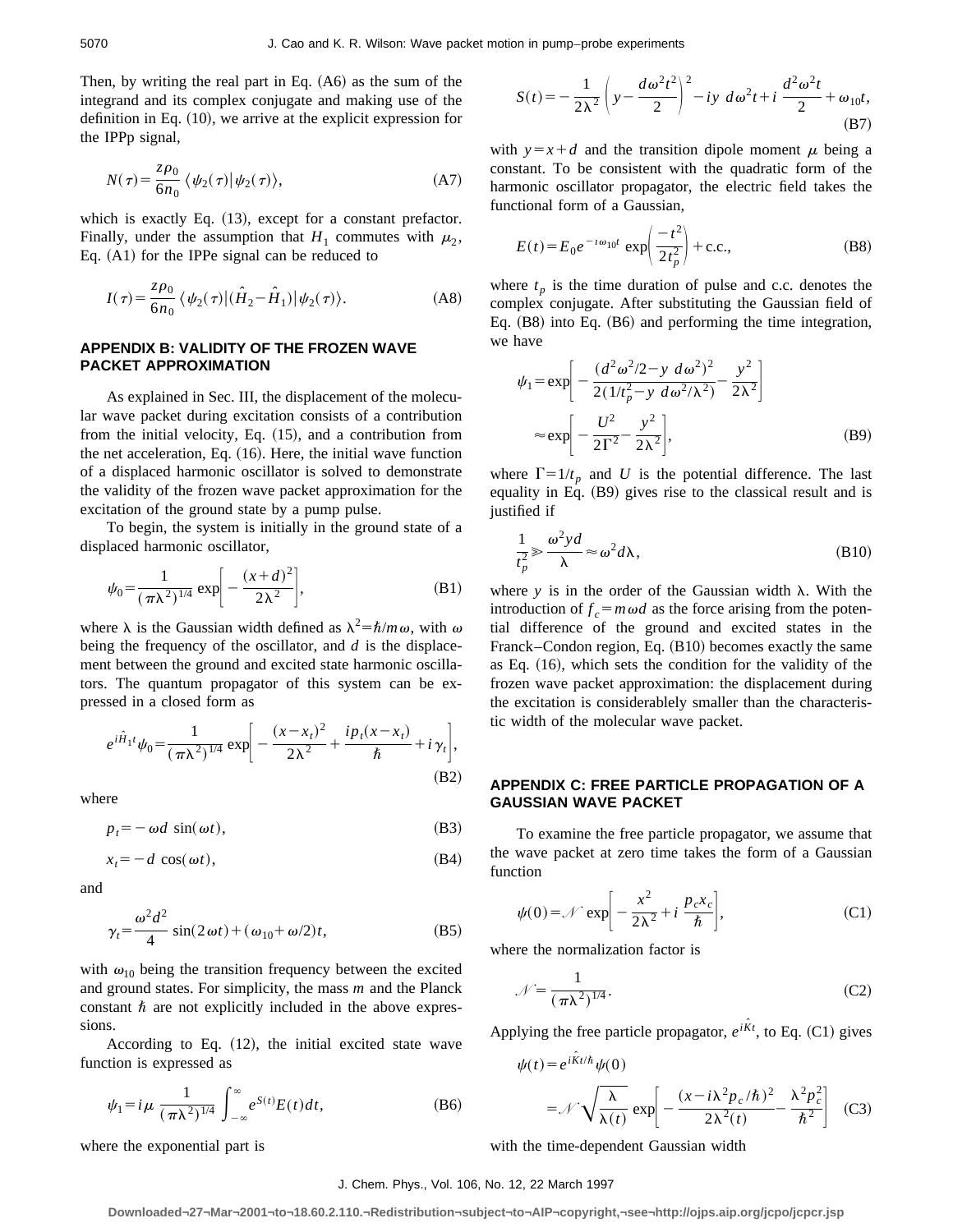Then, by writing the real part in Eq. (A6) as the sum of the integrand and its complex conjugate and making use of the definition in Eq. (10), we arrive at the explicit expression for the IPPp signal,

$$N(\tau)=\frac{z\rho_0}{6n_0}\langle\psi_2(\tau)|\psi_2(\tau)\rangle, \tag{A7}$$

which is exactly Eq. (13), except for a constant prefactor. Finally, under the assumption that $H_1$ commutes with $\mu_2$, Eq. (A1) for the IPPe signal can be reduced to

$$I(\tau)=\frac{z\rho_0}{6n_0}\langle\psi_2(\tau)|(\hat{H}_2-\hat{H}_1)|\psi_2(\tau)\rangle. \tag{A8}$$

## APPENDIX B: VALIDITY OF THE FROZEN WAVE PACKET APPROXIMATION

As explained in Sec. III, the displacement of the molecular wave packet during excitation consists of a contribution from the initial velocity, Eq. (15), and a contribution from the net acceleration, Eq. (16). Here, the initial wave function of a displaced harmonic oscillator is solved to demonstrate the validity of the frozen wave packet approximation for the excitation of the ground state by a pump pulse.

To begin, the system is initially in the ground state of a displaced harmonic oscillator,

$$\psi_0=\frac{1}{(\pi\lambda^2)^{1/4}}\exp\left[-\frac{(x+d)^2}{2\lambda^2}\right], \tag{B1}$$

where $\lambda$ is the Gaussian width defined as $\lambda^2=\hbar/m\omega$, with $\omega$ being the frequency of the oscillator, and $d$ is the displacement between the ground and excited state harmonic oscillators. The quantum propagator of this system can be expressed in a closed form as

$$e^{i\hat{H}_1 t}\psi_0=\frac{1}{(\pi\lambda^2)^{1/4}}\exp\left[-\frac{(x-x_t)^2}{2\lambda^2}+\frac{ip_t(x-x_t)}{\hbar}+i\gamma_t\right], \tag{B2}$$

where

$$p_t=-\omega d\,\sin(\omega t), \tag{B3}$$

$$x_t=-d\,\cos(\omega t), \tag{B4}$$

and

$$\gamma_t=\frac{\omega^2 d^2}{4}\sin(2\omega t)+(\omega_{10}+\omega/2)t, \tag{B5}$$

with $\omega_{10}$ being the transition frequency between the excited and ground states. For simplicity, the mass $m$ and the Planck constant $\hbar$ are not explicitly included in the above expressions.

According to Eq. (12), the initial excited state wave function is expressed as

$$\psi_1=i\mu\frac{1}{(\pi\lambda^2)^{1/4}}\int_{-\infty}^{\infty}e^{S(t)}E(t)dt, \tag{B6}$$

where the exponential part is

$$S(t)=-\frac{1}{2\lambda^2}\left(y-\frac{d\omega^2t^2}{2}\right)^2-iy\,d\omega^2t+i\,\frac{d^2\omega^2t}{2}+\omega_{10}t, \tag{B7}$$

with $y=x+d$ and the transition dipole moment $\mu$ being a constant. To be consistent with the quadratic form of the harmonic oscillator propagator, the electric field takes the functional form of a Gaussian,

$$E(t)=E_0e^{-i\omega_{10}t}\exp\left(\frac{-t^2}{2t_p^2}\right)+\text{c.c.}, \tag{B8}$$

where $t_p$ is the time duration of pulse and c.c. denotes the complex conjugate. After substituting the Gaussian field of Eq. (B8) into Eq. (B6) and performing the time integration, we have

$$\begin{aligned}\psi_1&=\exp\left[-\frac{(d^2\omega^2/2-y\,d\omega^2)^2}{2(1/t_p^2-y\,d\omega^2/\lambda^2)}-\frac{y^2}{2\lambda^2}\right]\\&\approx\exp\left[-\frac{U^2}{2\Gamma^2}-\frac{y^2}{2\lambda^2}\right],\end{aligned} \tag{B9}$$

where $\Gamma=1/t_p$ and $U$ is the potential difference. The last equality in Eq. (B9) gives rise to the classical result and is justified if

$$\frac{1}{t_p^2}\gg\frac{\omega^2yd}{\lambda}\approx\omega^2d\lambda, \tag{B10}$$

where $y$ is in the order of the Gaussian width $\lambda$. With the introduction of $f_c=m\omega d$ as the force arising from the potential difference of the ground and excited states in the Franck–Condon region, Eq. (B10) becomes exactly the same as Eq. (16), which sets the condition for the validity of the frozen wave packet approximation: the displacement during the excitation is considerably smaller than the characteristic width of the molecular wave packet.

## APPENDIX C: FREE PARTICLE PROPAGATION OF A GAUSSIAN WAVE PACKET

To examine the free particle propagator, we assume that the wave packet at zero time takes the form of a Gaussian function

$$\psi(0)=\mathcal{N}\exp\left[-\frac{x^2}{2\lambda^2}+i\,\frac{p_cx_c}{\hbar}\right], \tag{C1}$$

where the normalization factor is

$$\mathcal{N}=\frac{1}{(\pi\lambda^2)^{1/4}}. \tag{C2}$$

Applying the free particle propagator, $e^{i\hat{K}t}$, to Eq. (C1) gives

$$\begin{aligned}\psi(t)&=e^{i\hat{K}t/\hbar}\psi(0)\\&=\mathcal{N}\sqrt{\frac{\lambda}{\lambda(t)}}\exp\left[-\frac{(x-i\lambda^2p_c/\hbar)^2}{2\lambda^2(t)}-\frac{\lambda^2p_c^2}{\hbar^2}\right]\end{aligned} \tag{C3}$$

with the time-dependent Gaussian width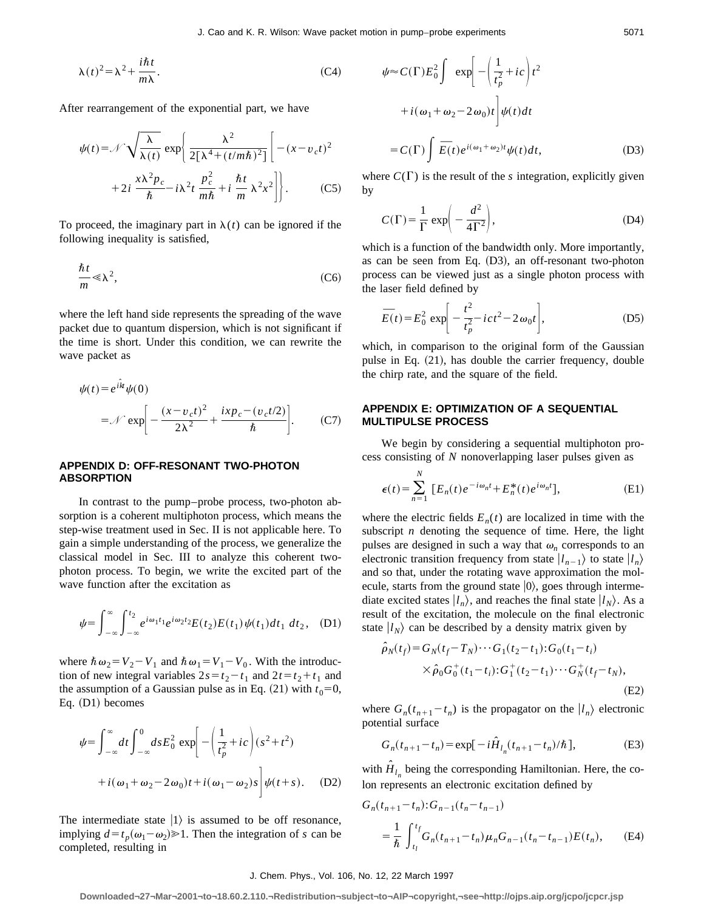$$\lambda(t)^2 = \lambda^2 + \frac{i\hbar t}{m\lambda}. \tag{C4}$$

After rearrangement of the exponential part, we have

$$\psi(t) = \mathcal{N}\sqrt{\frac{\lambda}{\lambda(t)}}\exp\left\{\frac{\lambda^2}{2[\lambda^4 + (t/m\hbar)^2]}\left[-(x - v_c t)^2 + 2i\,\frac{x\lambda^2 p_c}{\hbar} - i\lambda^2 t\,\frac{p_c^2}{m\hbar} + i\,\frac{\hbar t}{m}\,\lambda^2 x^2\right]\right\}. \tag{C5}$$

To proceed, the imaginary part in $\lambda(t)$ can be ignored if the following inequality is satisfied,

$$\frac{\hbar t}{m} \ll \lambda^2, \tag{C6}$$

where the left hand side represents the spreading of the wave packet due to quantum dispersion, which is not significant if the time is short. Under this condition, we can rewrite the wave packet as

$$\psi(t) = e^{i\hat{h}t}\psi(0) = \mathcal{N}\exp\left[-\frac{(x - v_c t)^2}{2\lambda^2} + \frac{ixp_c - (v_c t/2)}{\hbar}\right]. \tag{C7}$$

## APPENDIX D: OFF-RESONANT TWO-PHOTON ABSORPTION

In contrast to the pump–probe process, two-photon absorption is a coherent multiphoton process, which means the step-wise treatment used in Sec. II is not applicable here. To gain a simple understanding of the process, we generalize the classical model in Sec. III to analyze this coherent two-photon process. To begin, we write the excited part of the wave function after the excitation as

$$\psi = \int_{-\infty}^{\infty}\int_{-\infty}^{t_2} e^{i\omega_1 t_1} e^{i\omega_2 t_2} E(t_2)E(t_1)\psi(t_1)\,dt_1\,dt_2, \tag{D1}$$

where $\hbar\omega_2 = V_2 - V_1$ and $\hbar\omega_1 = V_1 - V_0$. With the introduction of new integral variables $2s = t_2 - t_1$ and $2t = t_2 + t_1$ and the assumption of a Gaussian pulse as in Eq. (21) with $t_0 = 0$, Eq. (D1) becomes

$$\psi = \int_{-\infty}^{\infty} dt \int_{-\infty}^{0} ds E_0^2 \exp\left[-\left(\frac{1}{t_p^2} + ic\right)(s^2 + t^2) + i(\omega_1 + \omega_2 - 2\omega_0)t + i(\omega_1 - \omega_2)s\right]\psi(t+s). \tag{D2}$$

The intermediate state $|1\rangle$ is assumed to be off resonance, implying $d = t_p(\omega_1 - \omega_2) \gg 1$. Then the integration of $s$ can be completed, resulting in

$$\psi \approx C(\Gamma)E_0^2 \int \exp\left[-\left(\frac{1}{t_p^2} + ic\right)t^2 + i(\omega_1 + \omega_2 - 2\omega_0)t\right]\psi(t)\,dt = C(\Gamma)\int \overline{E(t)}\,e^{i(\omega_1+\omega_2)t}\psi(t)\,dt, \tag{D3}$$

where $C(\Gamma)$ is the result of the $s$ integration, explicitly given by

$$C(\Gamma) = \frac{1}{\Gamma}\exp\left(-\frac{d^2}{4\Gamma^2}\right), \tag{D4}$$

which is a function of the bandwidth only. More importantly, as can be seen from Eq. (D3), an off-resonant two-photon process can be viewed just as a single photon process with the laser field defined by

$$\overline{E(t)} = E_0^2 \exp\left[-\frac{t^2}{t_p^2} - ict^2 - 2\omega_0 t\right], \tag{D5}$$

which, in comparison to the original form of the Gaussian pulse in Eq. (21), has double the carrier frequency, double the chirp rate, and the square of the field.

## APPENDIX E: OPTIMIZATION OF A SEQUENTIAL MULTIPULSE PROCESS

We begin by considering a sequential multiphoton process consisting of $N$ nonoverlapping laser pulses given as

$$\epsilon(t) = \sum_{n=1}^{N}\left[E_n(t)e^{-i\omega_n t} + E_n^*(t)e^{i\omega_n t}\right], \tag{E1}$$

where the electric fields $E_n(t)$ are localized in time with the subscript $n$ denoting the sequence of time. Here, the light pulses are designed in such a way that $\omega_n$ corresponds to an electronic transition frequency from state $|l_{n-1}\rangle$ to state $|l_n\rangle$ and so that, under the rotating wave approximation the molecule, starts from the ground state $|0\rangle$, goes through intermediate excited states $|l_n\rangle$, and reaches the final state $|l_N\rangle$. As a result of the excitation, the molecule on the final electronic state $|l_N\rangle$ can be described by a density matrix given by

$$\hat{\rho}_N(t_f) = G_N(t_f - T_N)\cdots G_1(t_2 - t_1){:}G_0(t_1 - t_i) \times \hat{\rho}_0 G_0^+(t_1 - t_i){:}G_1^+(t_2 - t_1)\cdots G_N^+(t_f - t_N), \tag{E2}$$

where $G_n(t_{n+1} - t_n)$ is the propagator on the $|l_n\rangle$ electronic potential surface

$$G_n(t_{n+1} - t_n) = \exp[-i\hat{H}_{l_n}(t_{n+1} - t_n)/\hbar], \tag{E3}$$

with $\hat{H}_{l_n}$ being the corresponding Hamiltonian. Here, the colon represents an electronic excitation defined by

$$G_n(t_{n+1} - t_n){:}G_{n-1}(t_n - t_{n-1}) = \frac{1}{\hbar}\int_{t_l}^{t_f} G_n(t_{n+1} - t_n)\mu_n G_{n-1}(t_n - t_{n-1})E(t_n), \tag{E4}$$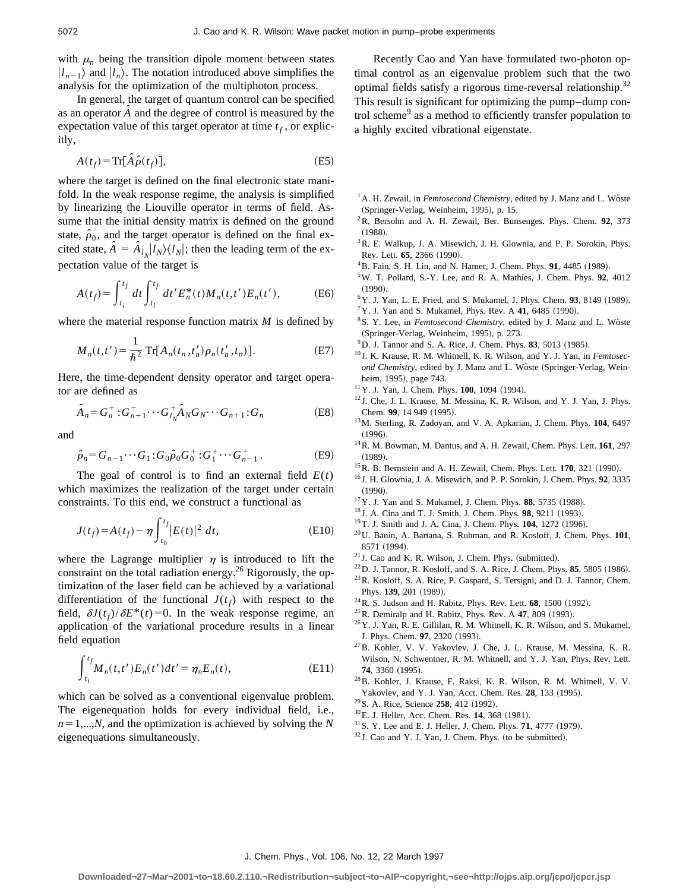with $\mu_n$ being the transition dipole moment between states $|l_{n-1}\rangle$ and $|l_n\rangle$. The notation introduced above simplifies the analysis for the optimization of the multiphoton process.

In general, the target of quantum control can be specified as an operator $\hat{A}$ and the degree of control is measured by the expectation value of this target operator at time $t_f$, or explicitly,

$$A(t_f)=\mathrm{Tr}[\hat{A}\hat{\rho}(t_f)], \tag{E5}$$

where the target is defined on the final electronic state manifold. In the weak response regime, the analysis is simplified by linearizing the Liouville operator in terms of field. Assume that the initial density matrix is defined on the ground state, $\hat{\rho}_0$, and the target operator is defined on the final excited state, $\hat{A}=\hat{A}_{l_N}|l_N\rangle\langle l_N|$; then the leading term of the expectation value of the target is

$$A(t_f)=\int_{t_i}^{t_f}dt\int_{t_I}^{t_f}dt' E_n^*(t)M_n(t,t')E_n(t'), \tag{E6}$$

where the material response function matrix $M$ is defined by

$$M_n(t,t')=\frac{1}{\hbar^2}\,\mathrm{Tr}[A_n(t_n,t_n')\rho_n(t_n',t_n)]. \tag{E7}$$

Here, the time-dependent density operator and target operator are defined as

$$\hat{A}_n=G_n^+:G_{n+1}^+\cdots G_{l_N}^+\hat{A}_N G_N\cdots G_{n+1}:G_n \tag{E8}$$

and

$$\hat{\rho}_n=G_{n-1}\cdots G_1:G_0\hat{\rho}_0G_0^+:G_1^+\cdots G_{n-1}^+. \tag{E9}$$

The goal of control is to find an external field $E(t)$ which maximizes the realization of the target under certain constraints. To this end, we construct a functional as

$$J(t_f)=A(t_f)-\eta\int_{t_0}^{t_f}|E(t)|^2\,dt, \tag{E10}$$

where the Lagrange multiplier $\eta$ is introduced to lift the constraint on the total radiation energy.[26] Rigorously, the optimization of the laser field can be achieved by a variational differentiation of the functional $J(t_f)$ with respect to the field, $\delta J(t_f)/\delta E^*(t)=0$. In the weak response regime, an application of the variational procedure results in a linear field equation

$$\int_{t_i}^{t_f}M_n(t,t')E_n(t')dt'=\eta_n E_n(t), \tag{E11}$$

which can be solved as a conventional eigenvalue problem. The eigenequation holds for every individual field, i.e., $n=1,\ldots,N$, and the optimization is achieved by solving the $N$ eigenequations simultaneously.

Recently Cao and Yan have formulated two-photon optimal control as an eigenvalue problem such that the two optimal fields satisfy a rigorous time-reversal relationship.[32] This result is significant for optimizing the pump–dump control scheme[9] as a method to efficiently transfer population to a highly excited vibrational eigenstate.

[1] A. H. Zewail, in *Femtosecond Chemistry*, edited by J. Manz and L. Wöste (Springer-Verlag, Weinheim, 1995), p. 15.
[2] R. Bersohn and A. H. Zewail, Ber. Bunsenges. Phys. Chem. **92**, 373 (1988).
[3] R. E. Walkup, J. A. Misewich, J. H. Glownia, and P. P. Sorokin, Phys. Rev. Lett. **65**, 2366 (1990).
[4] B. Fain, S. H. Lin, and N. Hamer, J. Chem. Phys. **91**, 4485 (1989).
[5] W. T. Pollard, S.-Y. Lee, and R. A. Mathies, J. Chem. Phys. **92**, 4012 (1990).
[6] Y. J. Yan, L. E. Fried, and S. Mukamel, J. Phys. Chem. **93**, 8149 (1989).
[7] Y. J. Yan and S. Mukamel, Phys. Rev. A **41**, 6485 (1990).
[8] S. Y. Lee, in *Femtosecond Chemistry*, edited by J. Manz and L. Wöste (Springer-Verlag, Weinheim, 1995), p. 273.
[9] D. J. Tannor and S. A. Rice, J. Chem. Phys. **83**, 5013 (1985).
[10] J. K. Krause, R. M. Whitnell, K. R. Wilson, and Y. J. Yan, in *Femtosecond Chemistry*, edited by J. Manz and L. Wöste (Springer-Verlag, Weinheim, 1995), page 743.
[11] Y. J. Yan, J. Chem. Phys. **100**, 1094 (1994).
[12] J. Che, J. L. Krause, M. Messina, K. R. Wilson, and Y. J. Yan, J. Phys. Chem. **99**, 14 949 (1995).
[13] M. Sterling, R. Zadoyan, and V. A. Apkarian, J. Chem. Phys. **104**, 6497 (1996).
[14] R. M. Bowman, M. Dantus, and A. H. Zewail, Chem. Phys. Lett. **161**, 297 (1989).
[15] R. B. Bernstein and A. H. Zewail, Chem. Phys. Lett. **170**, 321 (1990).
[16] J. H. Glownia, J. A. Misewich, and P. P. Sorokin, J. Chem. Phys. **92**, 3335 (1990).
[17] Y. J. Yan and S. Mukamel, J. Chem. Phys. **88**, 5735 (1988).
[18] J. A. Cina and T. J. Smith, J. Chem. Phys. **98**, 9211 (1993).
[19] T. J. Smith and J. A. Cina, J. Chem. Phys. **104**, 1272 (1996).
[20] U. Banin, A. Bartana, S. Ruhman, and R. Kosloff, J. Chem. Phys. **101**, 8571 (1994).
[21] J. Cao and K. R. Wilson, J. Chem. Phys. (submitted).
[22] D. J. Tannor, R. Kosloff, and S. A. Rice, J. Chem. Phys. **85**, 5805 (1986).
[23] R. Kosloff, S. A. Rice, P. Gaspard, S. Tersigni, and D. J. Tannor, Chem. Phys. **139**, 201 (1989).
[24] R. S. Judson and H. Rabitz, Phys. Rev. Lett. **68**, 1500 (1992).
[25] R. Demiralp and H. Rabitz, Phys. Rev. A **47**, 809 (1993).
[26] Y. J. Yan, R. E. Gillilan, R. M. Whitnell, K. R. Wilson, and S. Mukamel, J. Phys. Chem. **97**, 2320 (1993).
[27] B. Kohler, V. V. Yakovlev, J. Che, J. L. Krause, M. Messina, K. R. Wilson, N. Schwentner, R. M. Whitnell, and Y. J. Yan, Phys. Rev. Lett. **74**, 3360 (1995).
[28] B. Kohler, J. Krause, F. Raksi, K. R. Wilson, R. M. Whitnell, V. V. Yakovlev, and Y. J. Yan, Acct. Chem. Res. **28**, 133 (1995).
[29] S. A. Rice, Science **258**, 412 (1992).
[30] E. J. Heller, Acc. Chem. Res. **14**, 368 (1981).
[31] S. Y. Lee and E. J. Heller, J. Chem. Phys. **71**, 4777 (1979).
[32] J. Cao and Y. J. Yan, J. Chem. Phys. (to be submitted).